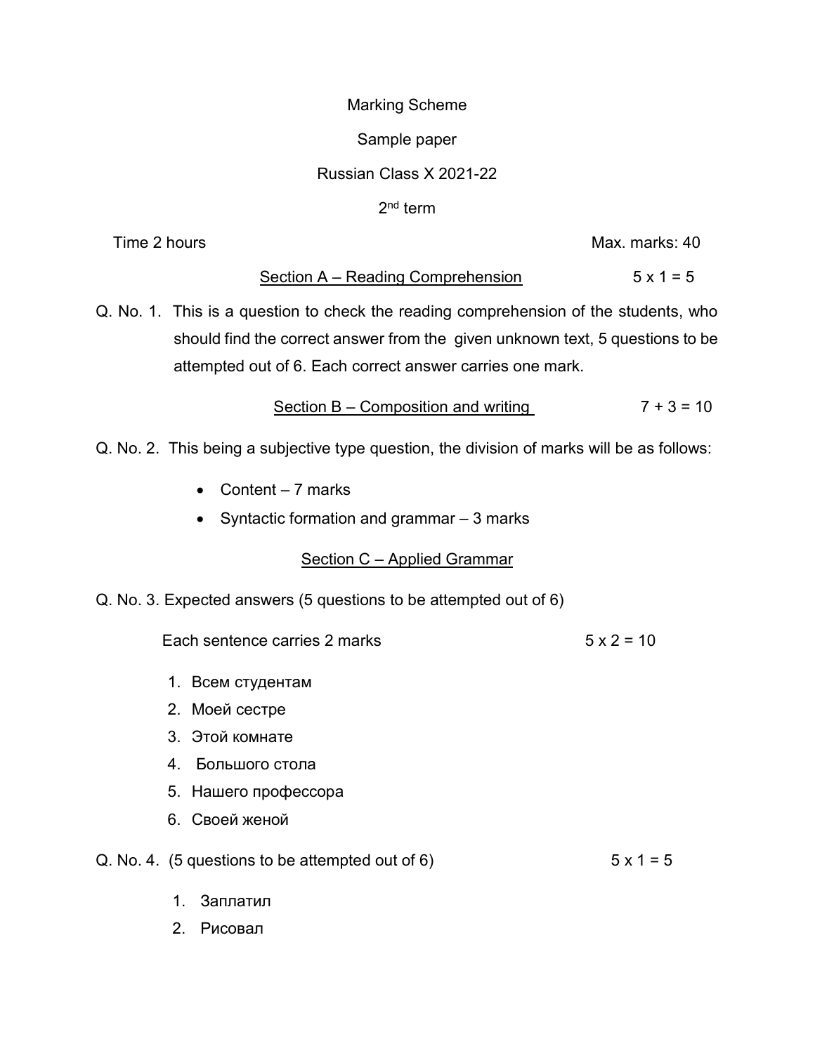# Marking Scheme

## Sample paper

## Russian Class X 2021-22

## 2nd term

Time 2 hours | Max. marks: 40

### Section A – Reading Comprehension — 5 x 1 = 5

Q. No. 1. This is a question to check the reading comprehension of the students, who should find the correct answer from the given unknown text, 5 questions to be attempted out of 6. Each correct answer carries one mark.

### Section B – Composition and writing — 7 + 3 = 10

Q. No. 2. This being a subjective type question, the division of marks will be as follows:

- Content – 7 marks
- Syntactic formation and grammar – 3 marks

### Section C – Applied Grammar

Q. No. 3. Expected answers (5 questions to be attempted out of 6)

Each sentence carries 2 marks — 5 x 2 = 10

1. Всем студентам
2. Моей сестре
3. Этой комнате
4. Большого стола
5. Нашего профессора
6. Своей женой

Q. No. 4. (5 questions to be attempted out of 6) — 5 x 1 = 5

1. Заплатил
2. Рисовал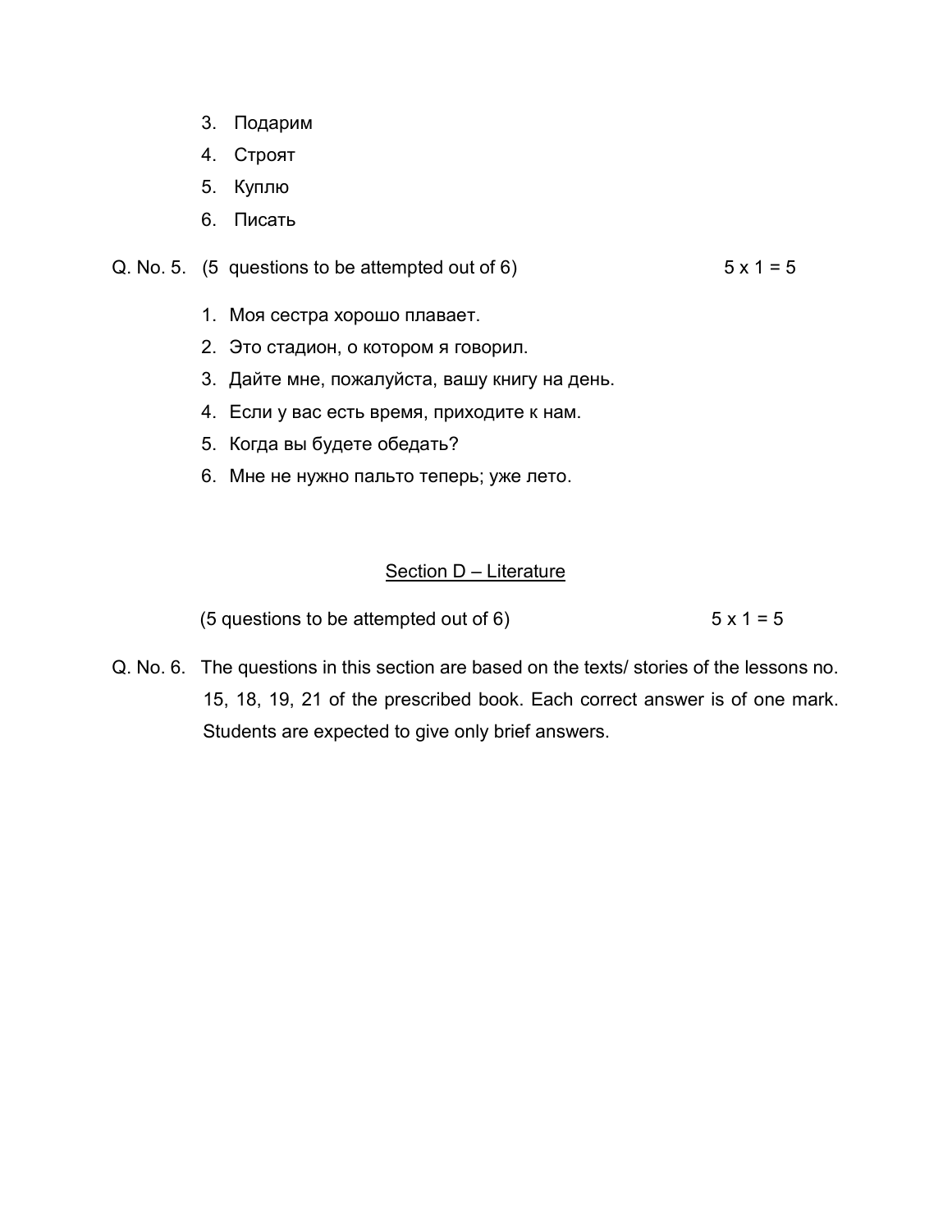3. Подарим
4. Строят
5. Куплю
6. Писать

Q. No. 5. (5 questions to be attempted out of 6) 5 x 1 = 5

1. Моя сестра хорошо плавает.
2. Это стадион, о котором я говорил.
3. Дайте мне, пожалуйста, вашу книгу на день.
4. Если у вас есть время, приходите к нам.
5. Когда вы будете обедать?
6. Мне не нужно пальто теперь; уже лето.

## Section D – Literature

(5 questions to be attempted out of 6) 5 x 1 = 5

Q. No. 6. The questions in this section are based on the texts/ stories of the lessons no. 15, 18, 19, 21 of the prescribed book. Each correct answer is of one mark. Students are expected to give only brief answers.